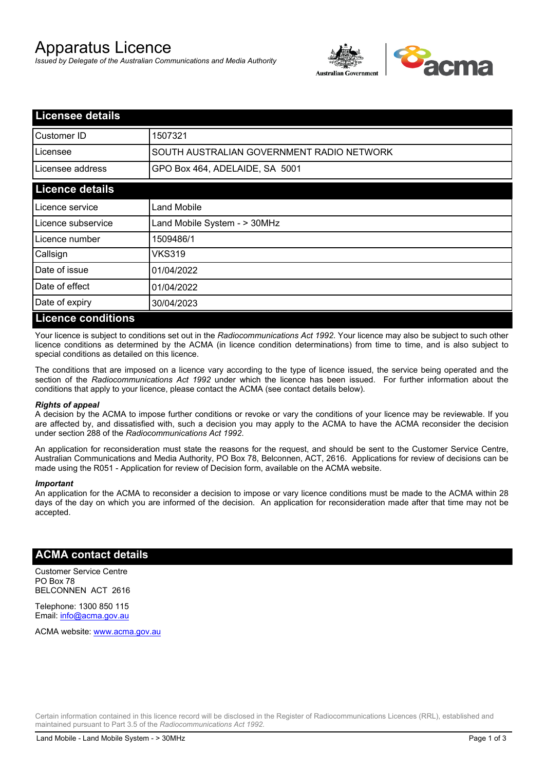# Apparatus Licence

*Issued by Delegate of the Australian Communications and Media Authority*

## Licensee details

| | |
|---|---|
| Customer ID | 1507321 |
| Licensee | SOUTH AUSTRALIAN GOVERNMENT RADIO NETWORK |
| Licensee address | GPO Box 464, ADELAIDE, SA 5001 |

## Licence details

| | |
|---|---|
| Licence service | Land Mobile |
| Licence subservice | Land Mobile System - > 30MHz |
| Licence number | 1509486/1 |
| Callsign | VKS319 |
| Date of issue | 01/04/2022 |
| Date of effect | 01/04/2022 |
| Date of expiry | 30/04/2023 |

## Licence conditions

Your licence is subject to conditions set out in the *Radiocommunications Act 1992*. Your licence may also be subject to such other licence conditions as determined by the ACMA (in licence condition determinations) from time to time, and is also subject to special conditions as detailed on this licence.

The conditions that are imposed on a licence vary according to the type of licence issued, the service being operated and the section of the *Radiocommunications Act 1992* under which the licence has been issued. For further information about the conditions that apply to your licence, please contact the ACMA (see contact details below).

***Rights of appeal***

A decision by the ACMA to impose further conditions or revoke or vary the conditions of your licence may be reviewable. If you are affected by, and dissatisfied with, such a decision you may apply to the ACMA to have the ACMA reconsider the decision under section 288 of the *Radiocommunications Act 1992*.

An application for reconsideration must state the reasons for the request, and should be sent to the Customer Service Centre, Australian Communications and Media Authority, PO Box 78, Belconnen, ACT, 2616. Applications for review of decisions can be made using the R051 - Application for review of Decision form, available on the ACMA website.

***Important***

An application for the ACMA to reconsider a decision to impose or vary licence conditions must be made to the ACMA within 28 days of the day on which you are informed of the decision. An application for reconsideration made after that time may not be accepted.

## ACMA contact details

Customer Service Centre
PO Box 78
BELCONNEN ACT 2616

Telephone: 1300 850 115
Email: info@acma.gov.au

ACMA website: www.acma.gov.au

Certain information contained in this licence record will be disclosed in the Register of Radiocommunications Licences (RRL), established and maintained pursuant to Part 3.5 of the *Radiocommunications Act 1992.*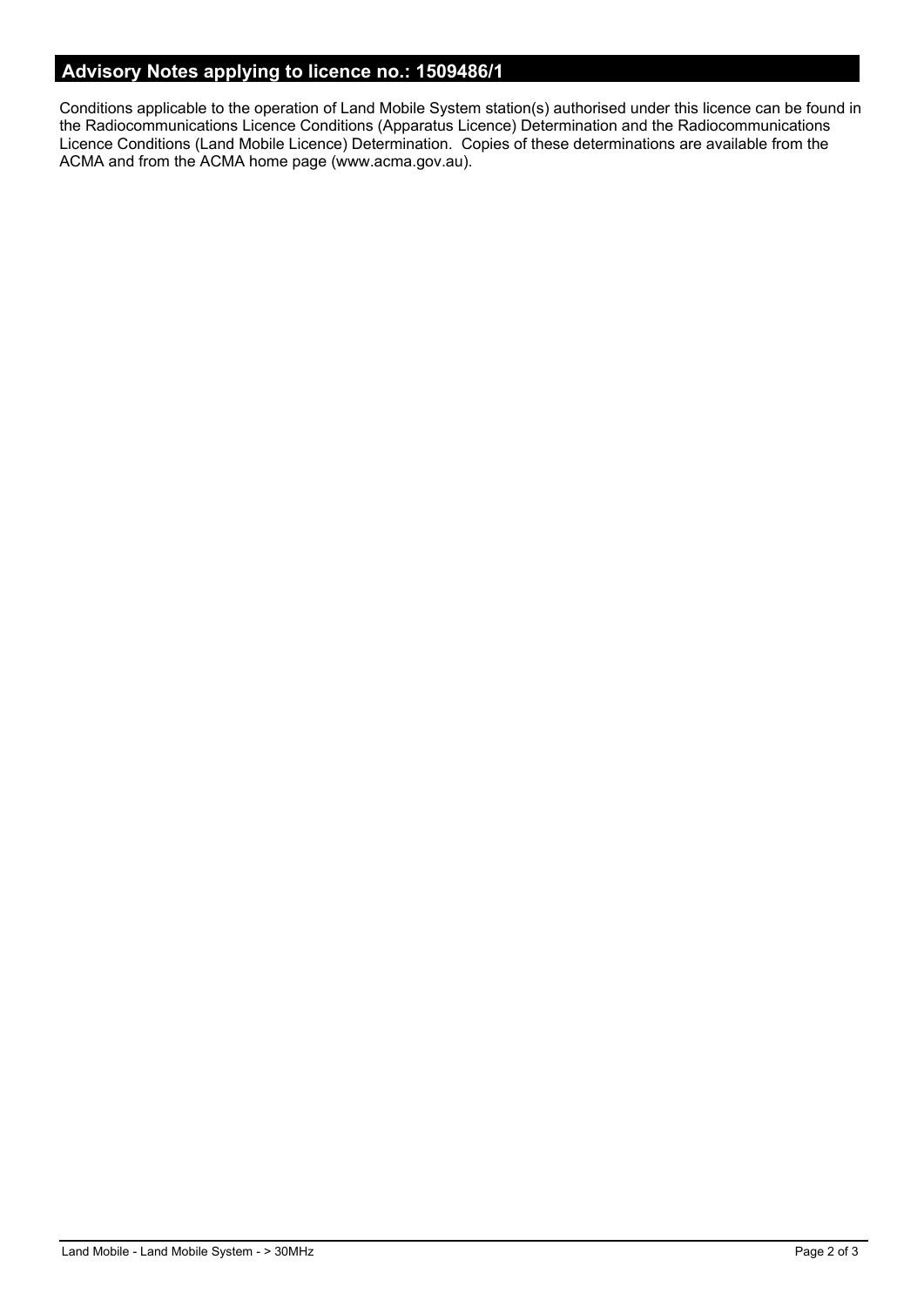## Advisory Notes applying to licence no.: 1509486/1

Conditions applicable to the operation of Land Mobile System station(s) authorised under this licence can be found in the Radiocommunications Licence Conditions (Apparatus Licence) Determination and the Radiocommunications Licence Conditions (Land Mobile Licence) Determination. Copies of these determinations are available from the ACMA and from the ACMA home page (www.acma.gov.au).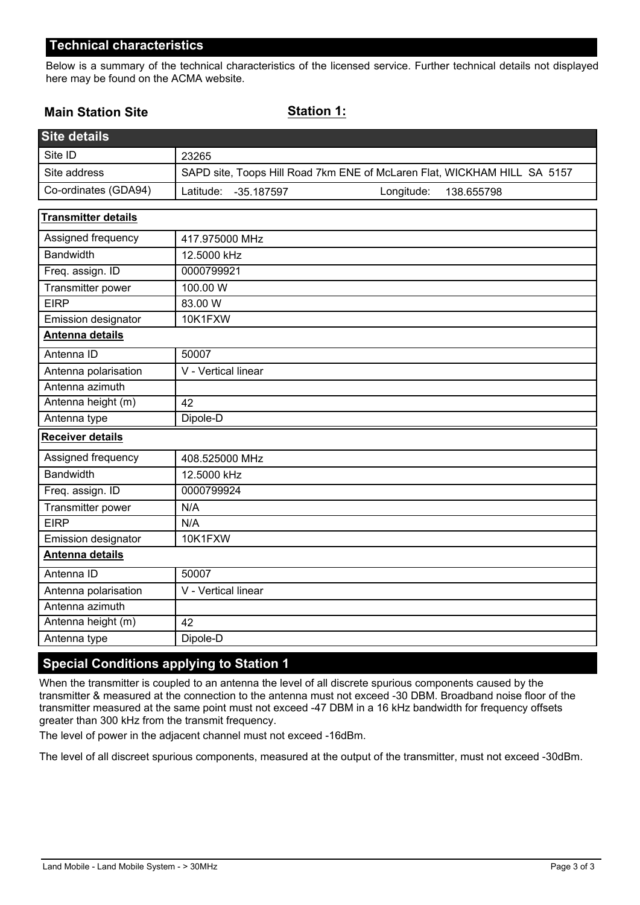## Technical characteristics

Below is a summary of the technical characteristics of the licensed service. Further technical details not displayed here may be found on the ACMA website.

**Main Station Site** **Station 1:**

| Site details | |
|---|---|
| Site ID | 23265 |
| Site address | SAPD site, Toops Hill Road 7km ENE of McLaren Flat, WICKHAM HILL SA 5157 |
| Co-ordinates (GDA94) | Latitude: -35.187597 Longitude: 138.655798 |

| Transmitter details | |
|---|---|
| Assigned frequency | 417.975000 MHz |
| Bandwidth | 12.5000 kHz |
| Freq. assign. ID | 0000799921 |
| Transmitter power | 100.00 W |
| EIRP | 83.00 W |
| Emission designator | 10K1FXW |
| **Antenna details** | |
| Antenna ID | 50007 |
| Antenna polarisation | V - Vertical linear |
| Antenna azimuth | |
| Antenna height (m) | 42 |
| Antenna type | Dipole-D |

| Receiver details | |
|---|---|
| Assigned frequency | 408.525000 MHz |
| Bandwidth | 12.5000 kHz |
| Freq. assign. ID | 0000799924 |
| Transmitter power | N/A |
| EIRP | N/A |
| Emission designator | 10K1FXW |
| **Antenna details** | |
| Antenna ID | 50007 |
| Antenna polarisation | V - Vertical linear |
| Antenna azimuth | |
| Antenna height (m) | 42 |
| Antenna type | Dipole-D |

## Special Conditions applying to Station 1

When the transmitter is coupled to an antenna the level of all discrete spurious components caused by the transmitter & measured at the connection to the antenna must not exceed -30 DBM. Broadband noise floor of the transmitter measured at the same point must not exceed -47 DBM in a 16 kHz bandwidth for frequency offsets greater than 300 kHz from the transmit frequency.

The level of power in the adjacent channel must not exceed -16dBm.

The level of all discreet spurious components, measured at the output of the transmitter, must not exceed -30dBm.